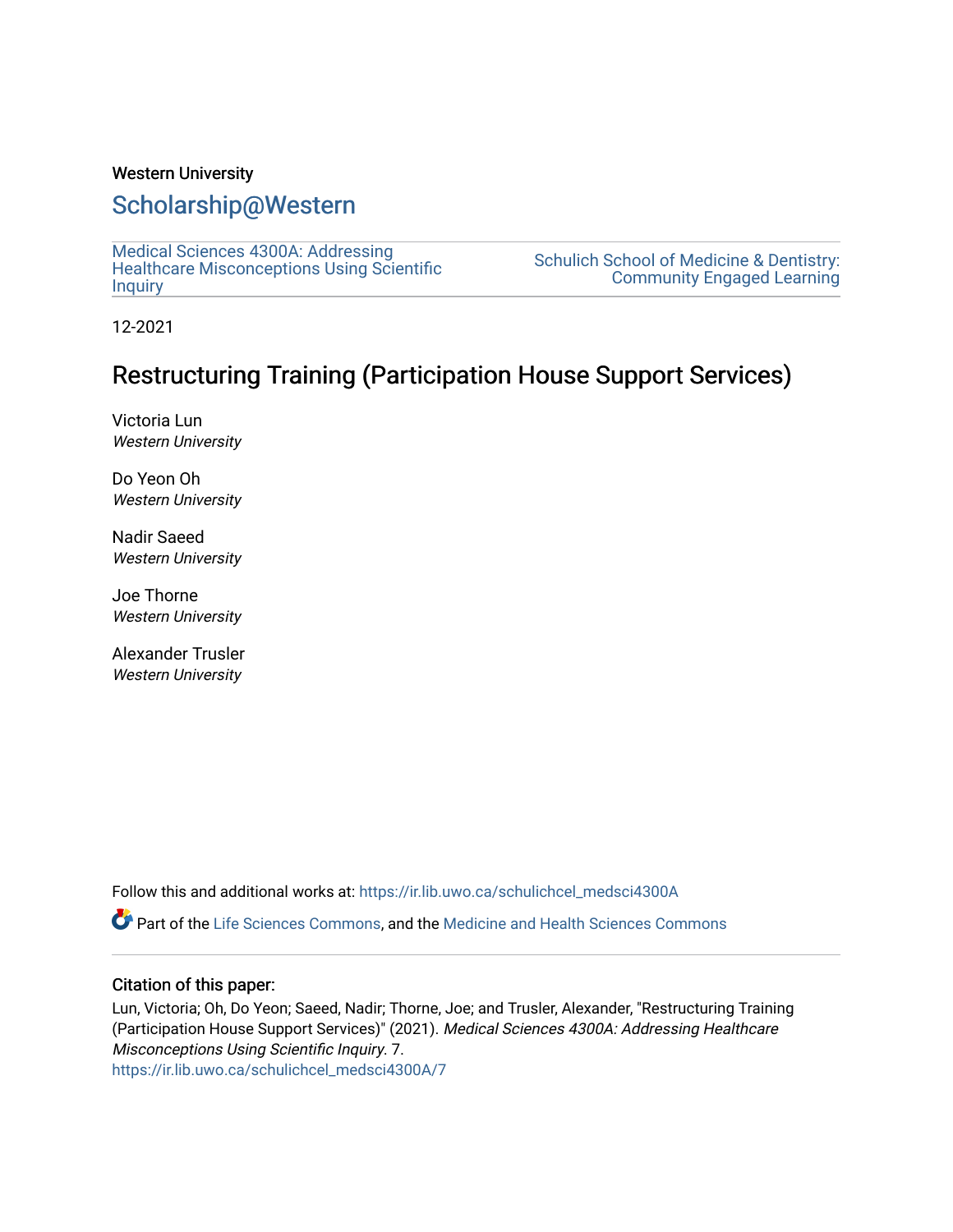Western University

# Scholarship@Western

Medical Sciences 4300A: Addressing Healthcare Misconceptions Using Scientific Inquiry

Schulich School of Medicine & Dentistry: Community Engaged Learning

12-2021

## Restructuring Training (Participation House Support Services)

Victoria Lun
*Western University*

Do Yeon Oh
*Western University*

Nadir Saeed
*Western University*

Joe Thorne
*Western University*

Alexander Trusler
*Western University*

Follow this and additional works at: https://ir.lib.uwo.ca/schulichcel_medsci4300A

Part of the Life Sciences Commons, and the Medicine and Health Sciences Commons

### Citation of this paper:

Lun, Victoria; Oh, Do Yeon; Saeed, Nadir; Thorne, Joe; and Trusler, Alexander, "Restructuring Training (Participation House Support Services)" (2021). *Medical Sciences 4300A: Addressing Healthcare Misconceptions Using Scientific Inquiry*. 7.
https://ir.lib.uwo.ca/schulichcel_medsci4300A/7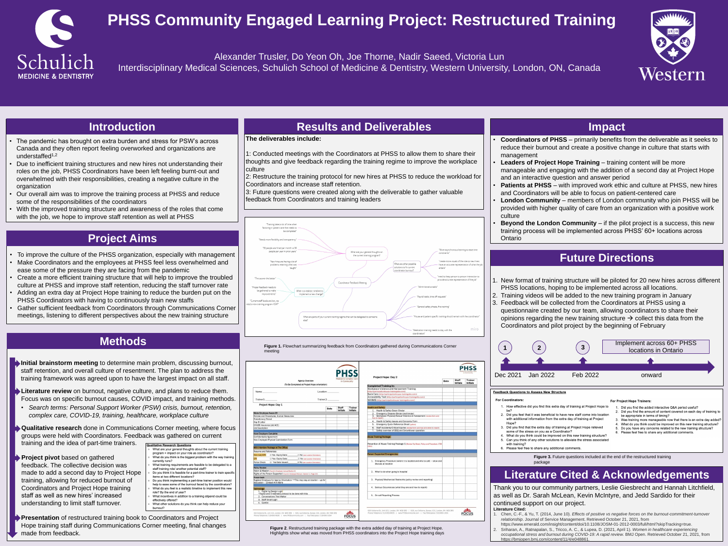# PHSS Community Engaged Learning Project: Restructured Training

Alexander Trusler, Do Yeon Oh, Joe Thorne, Nadir Saeed, Victoria Lun
Interdisciplinary Medical Sciences, Schulich School of Medicine & Dentistry, Western University, London, ON, Canada

## Introduction

- The pandemic has brought on extra burden and stress for PSW's across Canada and they often report feeling overworked and organizations are understaffed[1,2]
- Due to inefficient training structures and new hires not understanding their roles on the job, PHSS Coordinators have been left feeling burnt-out and overwhelmed with their responsibilities, creating a negative culture in the organization
- Our overall aim was to improve the training process at PHSS and reduce some of the responsibilities of the coordinators
- With the improved training structure and awareness of the roles that come with the job, we hope to improve staff retention as well at PHSS

## Project Aims

- To improve the culture of the PHSS organization, especially with management
- Make Coordinators and the employees at PHSS feel less overwhelmed and ease some of the pressure they are facing from the pandemic
- Create a more efficient training structure that will help to improve the troubled culture at PHSS and improve staff retention, reducing the staff turnover rate
- Adding an extra day at Project Hope training to reduce the burden put on the PHSS Coordinators with having to continuously train new staffs
- Gather sufficient feedback from Coordinators through Communications Corner meetings, listening to different perspectives about the new training structure

## Methods

**Initial brainstorm meeting** to determine main problem, discussing burnout, staff retention, and overall culture of resentment. The plan to address the training framework was agreed upon to have the largest impact on staff.

**Literature review** on burnout, negative culture, and plans to reduce them. Focus was on specific burnout causes, COVID impact, and training methods.

- *Search terms: Personal Support Worker (PSW) crisis, burnout, retention, complex care, COVID-19, training, healthcare, workplace culture*

**Qualitative research** done in Communications Corner meeting, where focus groups were held with Coordinators. Feedback was gathered on current training and the idea of part-time trainers.

**Qualitative Research Questions**

- What are your general thoughts about the current training program + impact on your role as coordinator?
- What do you think is the biggest problem with the way training currently runs?
- What training requirements are feasible to be delegated to a staff training role/ another potential staff?
- Do you think it is feasible for a part-time trainer to train specific items at two different locations?
- Do you think implementing a part-time trainer position would help to ease some of the burnout faced by the coordinators?
- What do you feel is a realistic timeline to implement this new role? By the end of year?
- What incentives in addition to a training stipend could be effectively offered?
- What other solutions do you think can help reduce your burnout?

**Project pivot** based on gathered feedback. The collective decision was made to add a second day to Project Hope training, allowing for reduced burnout of Coordinators and Project Hope training staff as well as new hires' increased understanding to limit staff turnover.

**Presentation** of restructured training book to Coordinators and Project Hope training staff during Communications Corner meeting, final changes made from feedback.

## Results and Deliverables

**The deliverables include:**

1: Conducted meetings with the Coordinators at PHSS to allow them to share their thoughts and give feedback regarding the training regime to improve the workplace culture

2: Restructure the training protocol for new hires at PHSS to reduce the workload for Coordinators and increase staff retention.

3: Future questions were created along with the deliverable to gather valuable feedback from Coordinators and training leaders

**Figure 1.** Flowchart summarizing feedback from Coordinators gathered during Communications Corner meeting

**Figure 2.** Restructured training package with the extra added day of training at Project Hope. Highlights show what was moved from PHSS coordinators into the Project Hope training days

## Impact

- **Coordinators of PHSS** – primarily benefits from the deliverable as it seeks to reduce their burnout and create a positive change in culture that starts with management
- **Leaders of Project Hope Training** – training content will be more manageable and engaging with the addition of a second day at Project Hope and an interactive question and answer period
- **Patients at PHSS** – with improved work ethic and culture at PHSS, new hires and Coordinators will be able to focus on patient-centered care
- **London Community** – members of London community who join PHSS will be provided with higher quality of care from an organization with a positive work culture
- **Beyond the London Community** – if the pilot project is a success, this new training process will be implemented across PHSS' 60+ locations across Ontario

## Future Directions

1. New format of training structure will be piloted for 20 new hires across different PHSS locations, hoping to be implemented across all locations.
2. Training videos will be added to the new training program in January
3. Feedback will be collected from the Coordinators at PHSS using a questionnaire created by our team, allowing coordinators to share their opinions regarding the new training structure → collect this data from the Coordinators and pilot project by the beginning of February

1 — Dec 2021
2 — Jan 2022
3 — Feb 2022
Implement across 60+ PHSS locations in Ontario — onward

**Feedback Questions to Assess New Structure**

For Coordinators:

1. How effective did you find this extra day of training at Project Hope to be?
2. Did you feel that it was beneficial to have new staff come into location with additional information from the extra day of training at Project Hope?
3. Did you find that the extra day of training at Project Hope relieved some of the stress on you as a Coordinator?
4. What do you think could be improved on this new training structure?
5. Can you think of any other solutions to alleviate the stress associated with training?
6. Please feel free to share any additional comments.

For Project Hope Trainers:

1. Did you find the added interactive Q&A period useful?
2. Did you find the amount of content covered on each day of training to be appropriate in terms of timing?
3. Was training more manageable now that there is an extra day added?
4. What do you think could be improved on this new training structure?
5. Do you have any concerns related to the new training structure?
6. Please feel free to share any additional comments.

**Figure 3.** Future questions included at the end of the restructured training package

## Literature Cited & Acknowledgements

Thank you to our community partners, Leslie Giesbrecht and Hannah Litchfield, as well as Dr. Sarah McLean, Kevin McIntyre, and Jedd Sardido for their continued support on our project.

**Literature Cited:**

1. Chen, C.-F., & Yu, T. (2014, June 10). *Effects of positive vs negative forces on the burnout-commitment-turnover relationship*. Journal of Service Management. Retrieved October 21, 2021, from https://www.emerald.com/insight/content/doi/10.1108/JOSM-01-2012-0003/full/html?skipTracking=true.
2. Sriharan, A., Ratnapalan, S., Tricco, A. C., & Lupea, D. (2021, April 1). *Women in healthcare experiencing occupational stress and burnout during COVID-19: A rapid review*. BMJ Open. Retrieved October 21, 2021, from https://bmjopen.bmj.com/content/11/4/e048861.